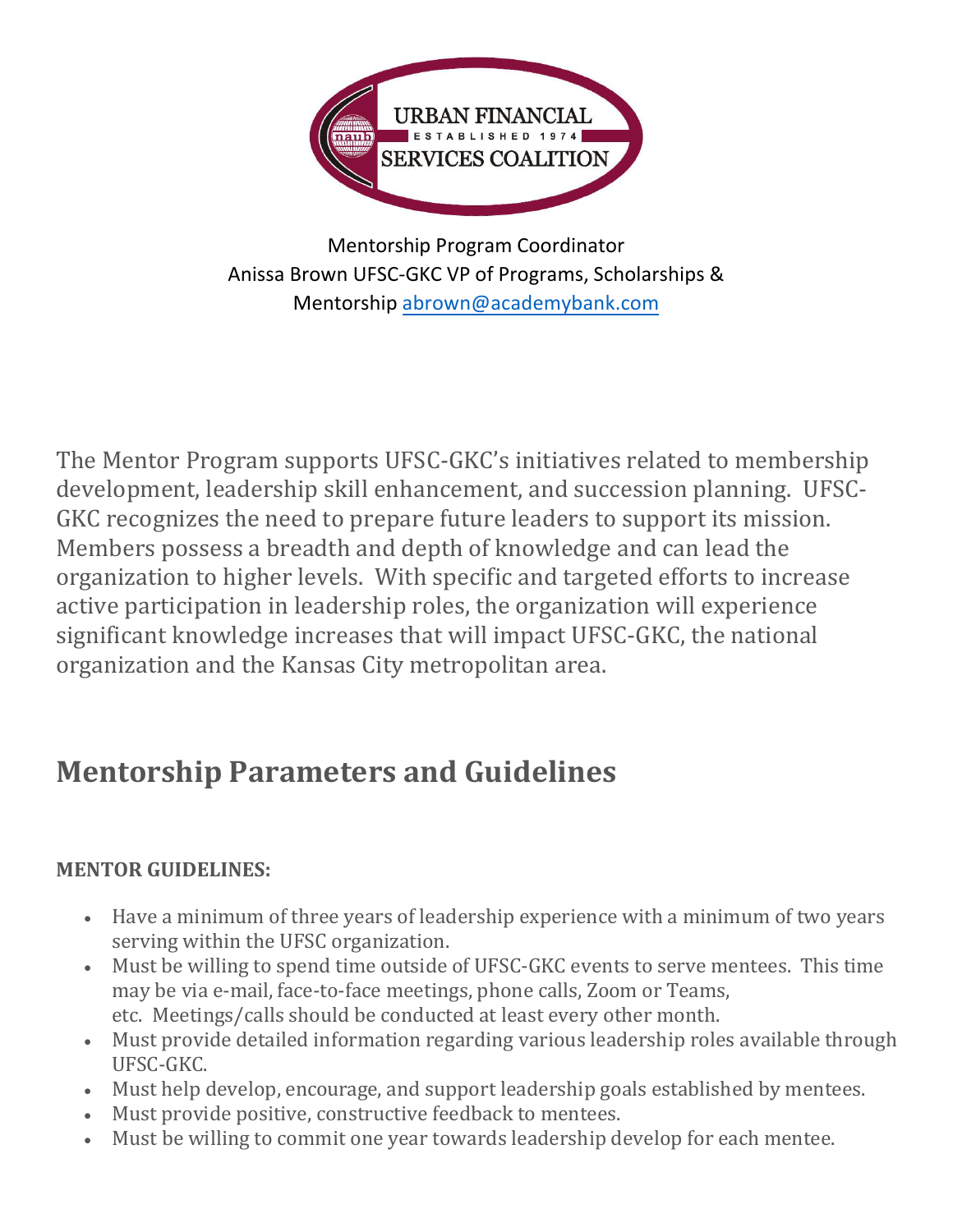Mentorship Program Coordinator
Anissa Brown UFSC-GKC VP of Programs, Scholarships & Mentorship abrown@academybank.com

The Mentor Program supports UFSC-GKC's initiatives related to membership development, leadership skill enhancement, and succession planning. UFSC-GKC recognizes the need to prepare future leaders to support its mission. Members possess a breadth and depth of knowledge and can lead the organization to higher levels. With specific and targeted efforts to increase active participation in leadership roles, the organization will experience significant knowledge increases that will impact UFSC-GKC, the national organization and the Kansas City metropolitan area.

# Mentorship Parameters and Guidelines

**MENTOR GUIDELINES:**

- Have a minimum of three years of leadership experience with a minimum of two years serving within the UFSC organization.
- Must be willing to spend time outside of UFSC-GKC events to serve mentees. This time may be via e-mail, face-to-face meetings, phone calls, Zoom or Teams, etc. Meetings/calls should be conducted at least every other month.
- Must provide detailed information regarding various leadership roles available through UFSC-GKC.
- Must help develop, encourage, and support leadership goals established by mentees.
- Must provide positive, constructive feedback to mentees.
- Must be willing to commit one year towards leadership develop for each mentee.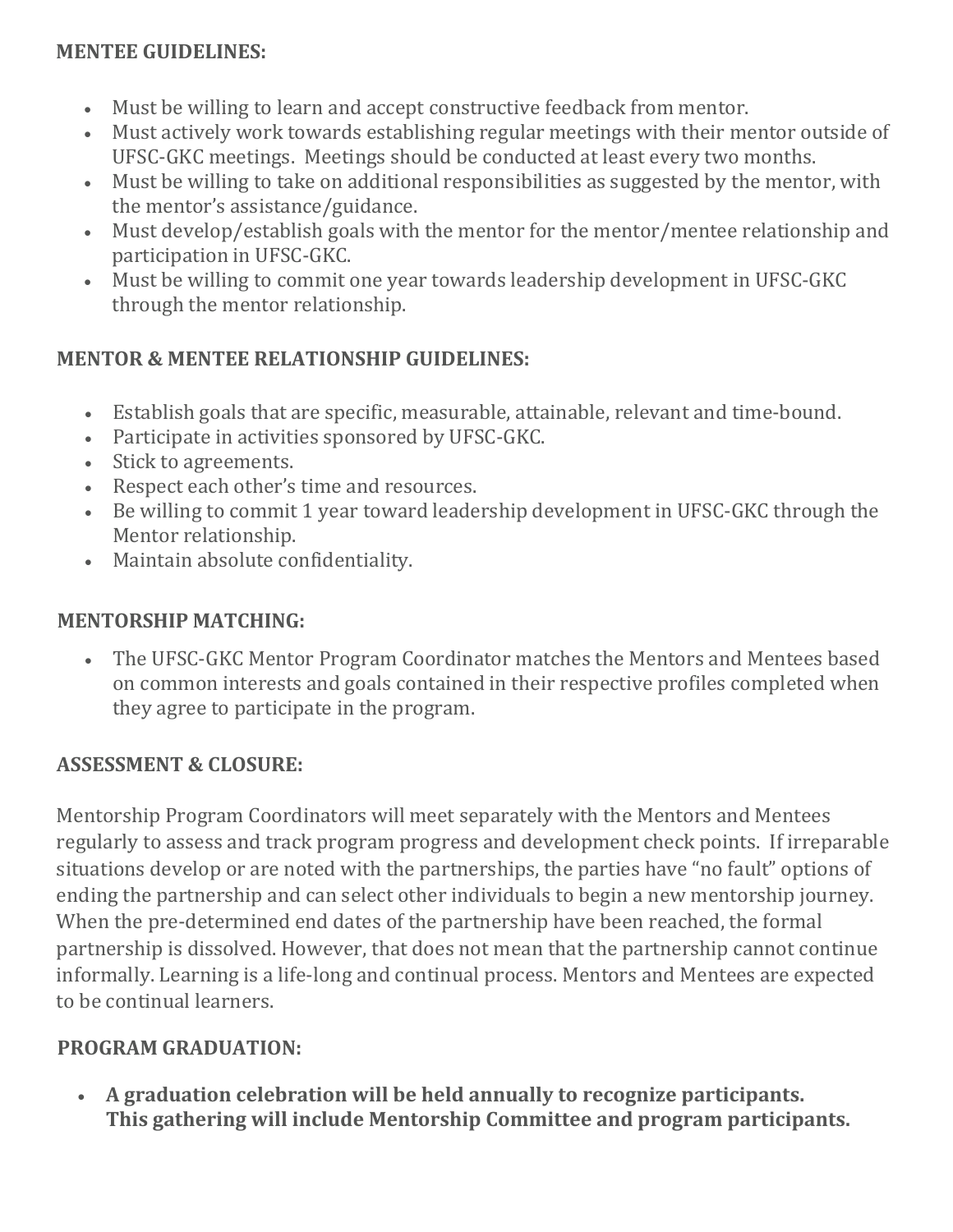**MENTEE GUIDELINES:**

- Must be willing to learn and accept constructive feedback from mentor.
- Must actively work towards establishing regular meetings with their mentor outside of UFSC-GKC meetings. Meetings should be conducted at least every two months.
- Must be willing to take on additional responsibilities as suggested by the mentor, with the mentor's assistance/guidance.
- Must develop/establish goals with the mentor for the mentor/mentee relationship and participation in UFSC-GKC.
- Must be willing to commit one year towards leadership development in UFSC-GKC through the mentor relationship.

**MENTOR & MENTEE RELATIONSHIP GUIDELINES:**

- Establish goals that are specific, measurable, attainable, relevant and time-bound.
- Participate in activities sponsored by UFSC-GKC.
- Stick to agreements.
- Respect each other's time and resources.
- Be willing to commit 1 year toward leadership development in UFSC-GKC through the Mentor relationship.
- Maintain absolute confidentiality.

**MENTORSHIP MATCHING:**

- The UFSC-GKC Mentor Program Coordinator matches the Mentors and Mentees based on common interests and goals contained in their respective profiles completed when they agree to participate in the program.

**ASSESSMENT & CLOSURE:**

Mentorship Program Coordinators will meet separately with the Mentors and Mentees regularly to assess and track program progress and development check points. If irreparable situations develop or are noted with the partnerships, the parties have "no fault" options of ending the partnership and can select other individuals to begin a new mentorship journey. When the pre-determined end dates of the partnership have been reached, the formal partnership is dissolved. However, that does not mean that the partnership cannot continue informally. Learning is a life-long and continual process. Mentors and Mentees are expected to be continual learners.

**PROGRAM GRADUATION:**

- **A graduation celebration will be held annually to recognize participants. This gathering will include Mentorship Committee and program participants.**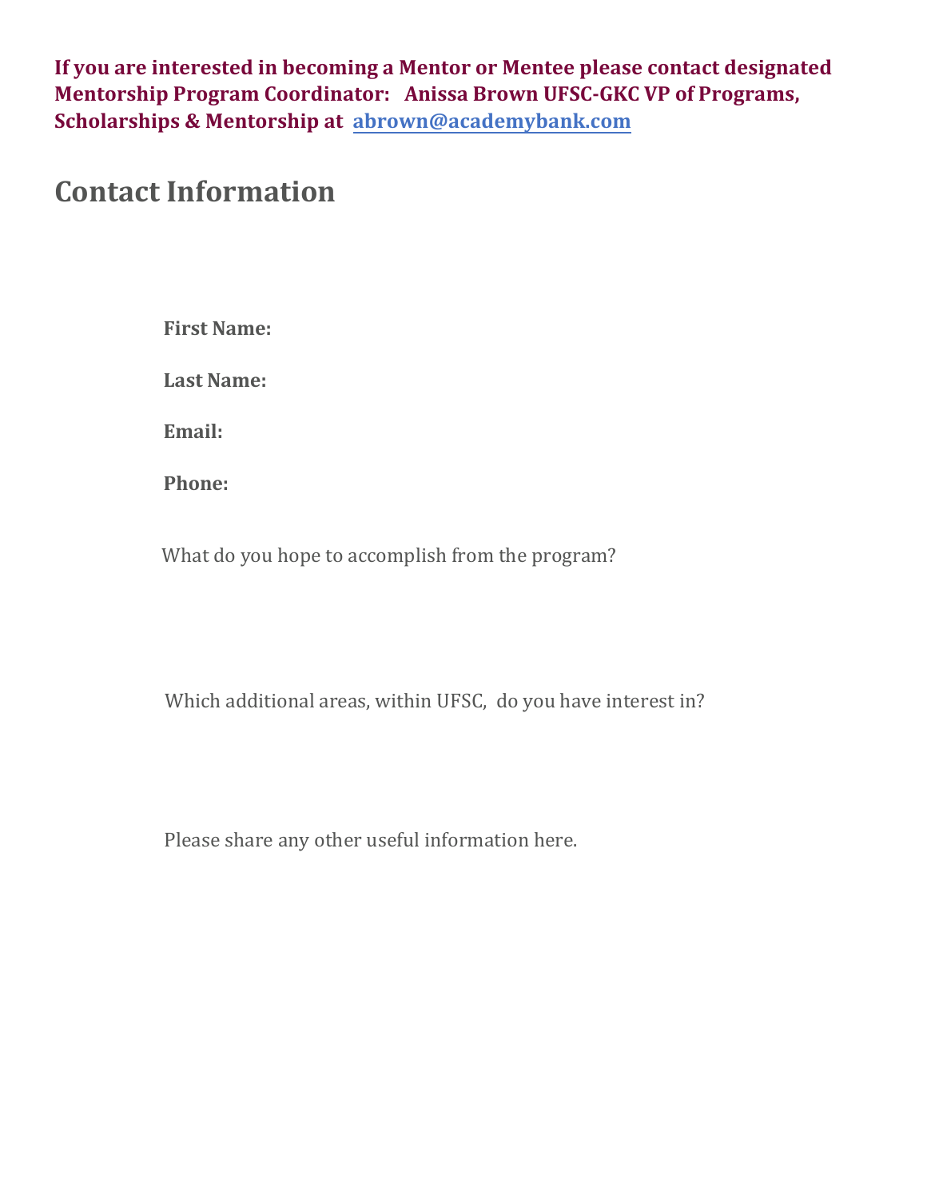**If you are interested in becoming a Mentor or Mentee please contact designated Mentorship Program Coordinator: Anissa Brown UFSC-GKC VP of Programs, Scholarships & Mentorship at abrown@academybank.com**

## Contact Information

**First Name:**

**Last Name:**

**Email:**

**Phone:**

What do you hope to accomplish from the program?

Which additional areas, within UFSC, do you have interest in?

Please share any other useful information here.